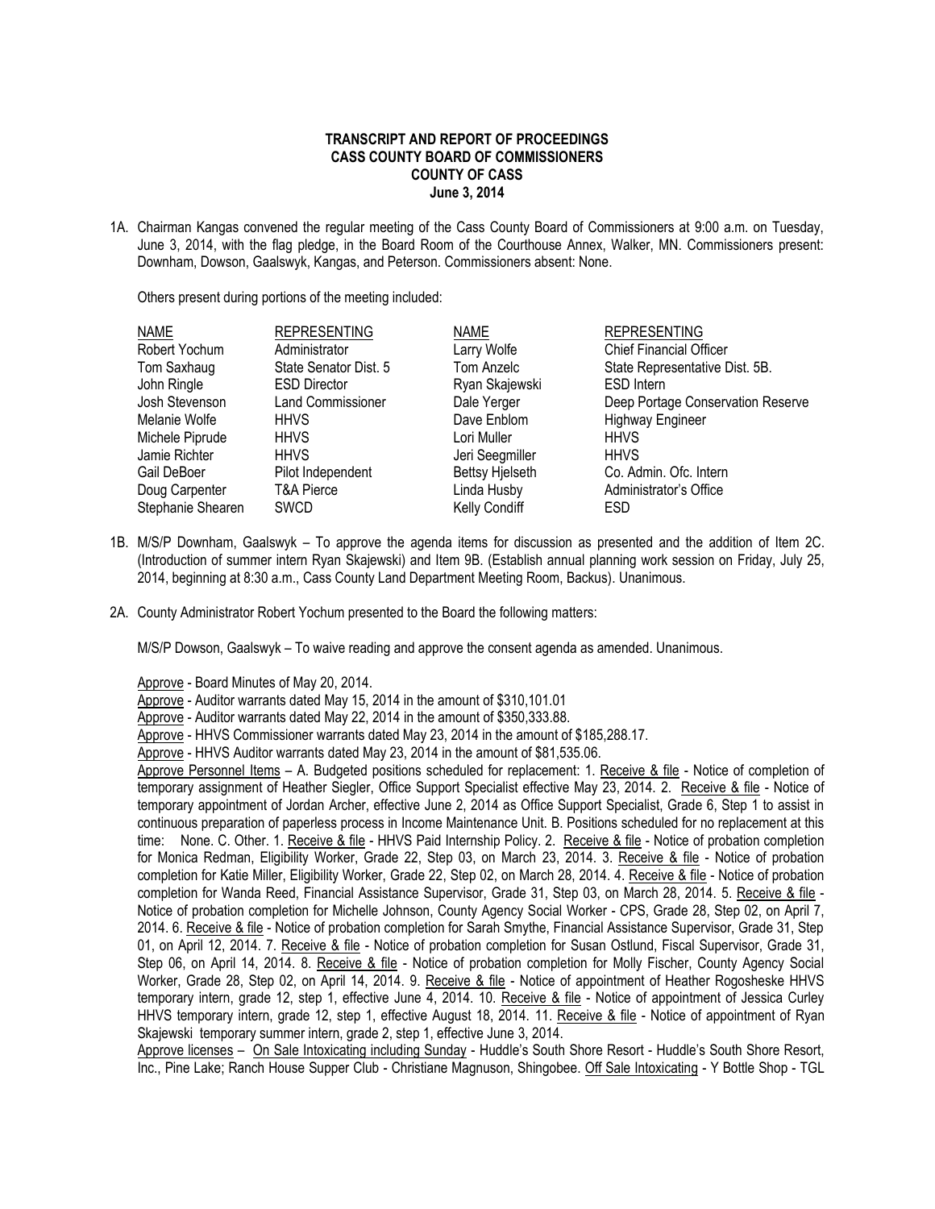**TRANSCRIPT AND REPORT OF PROCEEDINGS**
**CASS COUNTY BOARD OF COMMISSIONERS**
**COUNTY OF CASS**
**June 3, 2014**

1A. Chairman Kangas convened the regular meeting of the Cass County Board of Commissioners at 9:00 a.m. on Tuesday, June 3, 2014, with the flag pledge, in the Board Room of the Courthouse Annex, Walker, MN. Commissioners present: Downham, Dowson, Gaalswyk, Kangas, and Peterson. Commissioners absent: None.

Others present during portions of the meeting included:

| NAME | REPRESENTING | NAME | REPRESENTING |
|---|---|---|---|
| Robert Yochum | Administrator | Larry Wolfe | Chief Financial Officer |
| Tom Saxhaug | State Senator Dist. 5 | Tom Anzelc | State Representative Dist. 5B. |
| John Ringle | ESD Director | Ryan Skajewski | ESD Intern |
| Josh Stevenson | Land Commissioner | Dale Yerger | Deep Portage Conservation Reserve |
| Melanie Wolfe | HHVS | Dave Enblom | Highway Engineer |
| Michele Piprude | HHVS | Lori Muller | HHVS |
| Jamie Richter | HHVS | Jeri Seegmiller | HHVS |
| Gail DeBoer | Pilot Independent | Bettsy Hjelseth | Co. Admin. Ofc. Intern |
| Doug Carpenter | T&A Pierce | Linda Husby | Administrator's Office |
| Stephanie Shearen | SWCD | Kelly Condiff | ESD |

1B. M/S/P Downham, Gaalswyk – To approve the agenda items for discussion as presented and the addition of Item 2C. (Introduction of summer intern Ryan Skajewski) and Item 9B. (Establish annual planning work session on Friday, July 25, 2014, beginning at 8:30 a.m., Cass County Land Department Meeting Room, Backus). Unanimous.

2A. County Administrator Robert Yochum presented to the Board the following matters:

M/S/P Dowson, Gaalswyk – To waive reading and approve the consent agenda as amended. Unanimous.

Approve - Board Minutes of May 20, 2014.

Approve - Auditor warrants dated May 15, 2014 in the amount of $310,101.01

Approve - Auditor warrants dated May 22, 2014 in the amount of $350,333.88.

Approve - HHVS Commissioner warrants dated May 23, 2014 in the amount of $185,288.17.

Approve - HHVS Auditor warrants dated May 23, 2014 in the amount of $81,535.06.

Approve Personnel Items – A. Budgeted positions scheduled for replacement: 1. Receive & file - Notice of completion of temporary assignment of Heather Siegler, Office Support Specialist effective May 23, 2014. 2. Receive & file - Notice of temporary appointment of Jordan Archer, effective June 2, 2014 as Office Support Specialist, Grade 6, Step 1 to assist in continuous preparation of paperless process in Income Maintenance Unit. B. Positions scheduled for no replacement at this time: None. C. Other. 1. Receive & file - HHVS Paid Internship Policy. 2. Receive & file - Notice of probation completion for Monica Redman, Eligibility Worker, Grade 22, Step 03, on March 23, 2014. 3. Receive & file - Notice of probation completion for Katie Miller, Eligibility Worker, Grade 22, Step 02, on March 28, 2014. 4. Receive & file - Notice of probation completion for Wanda Reed, Financial Assistance Supervisor, Grade 31, Step 03, on March 28, 2014. 5. Receive & file - Notice of probation completion for Michelle Johnson, County Agency Social Worker - CPS, Grade 28, Step 02, on April 7, 2014. 6. Receive & file - Notice of probation completion for Sarah Smythe, Financial Assistance Supervisor, Grade 31, Step 01, on April 12, 2014. 7. Receive & file - Notice of probation completion for Susan Ostlund, Fiscal Supervisor, Grade 31, Step 06, on April 14, 2014. 8. Receive & file - Notice of probation completion for Molly Fischer, County Agency Social Worker, Grade 28, Step 02, on April 14, 2014. 9. Receive & file - Notice of appointment of Heather Rogosheske HHVS temporary intern, grade 12, step 1, effective June 4, 2014. 10. Receive & file - Notice of appointment of Jessica Curley HHVS temporary intern, grade 12, step 1, effective August 18, 2014. 11. Receive & file - Notice of appointment of Ryan Skajewski temporary summer intern, grade 2, step 1, effective June 3, 2014.

Approve licenses – On Sale Intoxicating including Sunday - Huddle's South Shore Resort - Huddle's South Shore Resort, Inc., Pine Lake; Ranch House Supper Club - Christiane Magnuson, Shingobee. Off Sale Intoxicating - Y Bottle Shop - TGL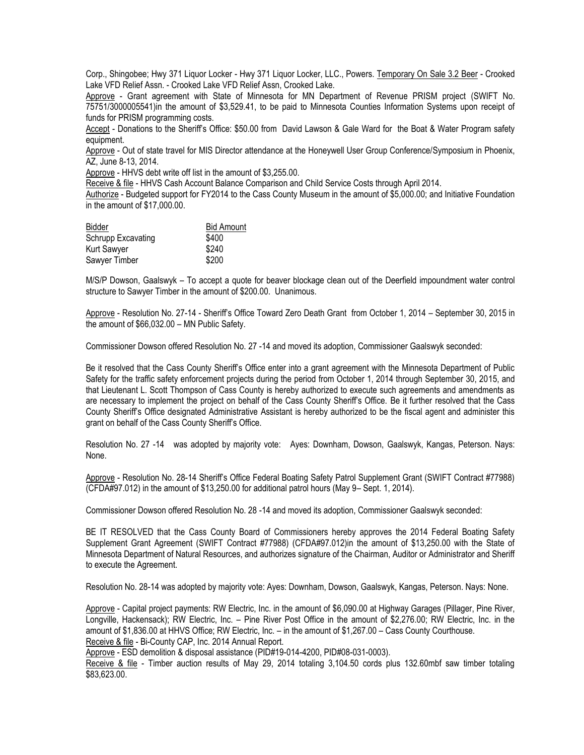Corp., Shingobee; Hwy 371 Liquor Locker - Hwy 371 Liquor Locker, LLC., Powers. Temporary On Sale 3.2 Beer - Crooked Lake VFD Relief Assn. - Crooked Lake VFD Relief Assn, Crooked Lake.

Approve - Grant agreement with State of Minnesota for MN Department of Revenue PRISM project (SWIFT No. 75751/3000005541)in the amount of $3,529.41, to be paid to Minnesota Counties Information Systems upon receipt of funds for PRISM programming costs.

Accept - Donations to the Sheriff's Office: $50.00 from David Lawson & Gale Ward for the Boat & Water Program safety equipment.

Approve - Out of state travel for MIS Director attendance at the Honeywell User Group Conference/Symposium in Phoenix, AZ, June 8-13, 2014.

Approve - HHVS debt write off list in the amount of $3,255.00.

Receive & file - HHVS Cash Account Balance Comparison and Child Service Costs through April 2014.

Authorize - Budgeted support for FY2014 to the Cass County Museum in the amount of $5,000.00; and Initiative Foundation in the amount of $17,000.00.

| Bidder | Bid Amount |
|---|---|
| Schrupp Excavating | $400 |
| Kurt Sawyer | $240 |
| Sawyer Timber | $200 |

M/S/P Dowson, Gaalswyk – To accept a quote for beaver blockage clean out of the Deerfield impoundment water control structure to Sawyer Timber in the amount of $200.00. Unanimous.

Approve - Resolution No. 27-14 - Sheriff's Office Toward Zero Death Grant from October 1, 2014 – September 30, 2015 in the amount of $66,032.00 – MN Public Safety.

Commissioner Dowson offered Resolution No. 27 -14 and moved its adoption, Commissioner Gaalswyk seconded:

Be it resolved that the Cass County Sheriff's Office enter into a grant agreement with the Minnesota Department of Public Safety for the traffic safety enforcement projects during the period from October 1, 2014 through September 30, 2015, and that Lieutenant L. Scott Thompson of Cass County is hereby authorized to execute such agreements and amendments as are necessary to implement the project on behalf of the Cass County Sheriff's Office. Be it further resolved that the Cass County Sheriff's Office designated Administrative Assistant is hereby authorized to be the fiscal agent and administer this grant on behalf of the Cass County Sheriff's Office.

Resolution No. 27 -14 was adopted by majority vote: Ayes: Downham, Dowson, Gaalswyk, Kangas, Peterson. Nays: None.

Approve - Resolution No. 28-14 Sheriff's Office Federal Boating Safety Patrol Supplement Grant (SWIFT Contract #77988) (CFDA#97.012) in the amount of $13,250.00 for additional patrol hours (May 9– Sept. 1, 2014).

Commissioner Dowson offered Resolution No. 28 -14 and moved its adoption, Commissioner Gaalswyk seconded:

BE IT RESOLVED that the Cass County Board of Commissioners hereby approves the 2014 Federal Boating Safety Supplement Grant Agreement (SWIFT Contract #77988) (CFDA#97.012)in the amount of $13,250.00 with the State of Minnesota Department of Natural Resources, and authorizes signature of the Chairman, Auditor or Administrator and Sheriff to execute the Agreement.

Resolution No. 28-14 was adopted by majority vote: Ayes: Downham, Dowson, Gaalswyk, Kangas, Peterson. Nays: None.

Approve - Capital project payments: RW Electric, Inc. in the amount of $6,090.00 at Highway Garages (Pillager, Pine River, Longville, Hackensack); RW Electric, Inc. – Pine River Post Office in the amount of $2,276.00; RW Electric, Inc. in the amount of $1,836.00 at HHVS Office; RW Electric, Inc. – in the amount of $1,267.00 – Cass County Courthouse.

Receive & file - Bi-County CAP, Inc. 2014 Annual Report.

Approve - ESD demolition & disposal assistance (PID#19-014-4200, PID#08-031-0003).

Receive & file - Timber auction results of May 29, 2014 totaling 3,104.50 cords plus 132.60mbf saw timber totaling $83,623.00.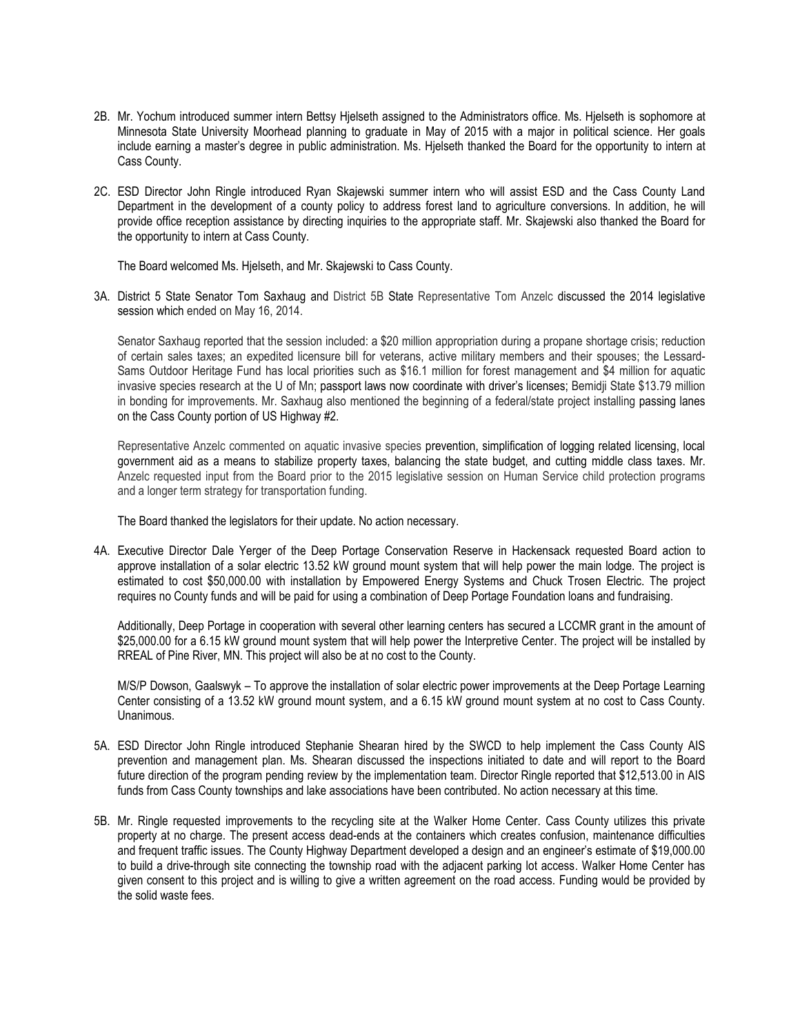2B. Mr. Yochum introduced summer intern Bettsy Hjelseth assigned to the Administrators office. Ms. Hjelseth is sophomore at Minnesota State University Moorhead planning to graduate in May of 2015 with a major in political science. Her goals include earning a master's degree in public administration. Ms. Hjelseth thanked the Board for the opportunity to intern at Cass County.

2C. ESD Director John Ringle introduced Ryan Skajewski summer intern who will assist ESD and the Cass County Land Department in the development of a county policy to address forest land to agriculture conversions. In addition, he will provide office reception assistance by directing inquiries to the appropriate staff. Mr. Skajewski also thanked the Board for the opportunity to intern at Cass County.

The Board welcomed Ms. Hjelseth, and Mr. Skajewski to Cass County.

3A. District 5 State Senator Tom Saxhaug and District 5B State Representative Tom Anzelc discussed the 2014 legislative session which ended on May 16, 2014.

Senator Saxhaug reported that the session included: a $20 million appropriation during a propane shortage crisis; reduction of certain sales taxes; an expedited licensure bill for veterans, active military members and their spouses; the Lessard-Sams Outdoor Heritage Fund has local priorities such as $16.1 million for forest management and $4 million for aquatic invasive species research at the U of Mn; passport laws now coordinate with driver's licenses; Bemidji State $13.79 million in bonding for improvements. Mr. Saxhaug also mentioned the beginning of a federal/state project installing passing lanes on the Cass County portion of US Highway #2.

Representative Anzelc commented on aquatic invasive species prevention, simplification of logging related licensing, local government aid as a means to stabilize property taxes, balancing the state budget, and cutting middle class taxes. Mr. Anzelc requested input from the Board prior to the 2015 legislative session on Human Service child protection programs and a longer term strategy for transportation funding.

The Board thanked the legislators for their update. No action necessary.

4A. Executive Director Dale Yerger of the Deep Portage Conservation Reserve in Hackensack requested Board action to approve installation of a solar electric 13.52 kW ground mount system that will help power the main lodge. The project is estimated to cost $50,000.00 with installation by Empowered Energy Systems and Chuck Trosen Electric. The project requires no County funds and will be paid for using a combination of Deep Portage Foundation loans and fundraising.

Additionally, Deep Portage in cooperation with several other learning centers has secured a LCCMR grant in the amount of $25,000.00 for a 6.15 kW ground mount system that will help power the Interpretive Center. The project will be installed by RREAL of Pine River, MN. This project will also be at no cost to the County.

M/S/P Dowson, Gaalswyk – To approve the installation of solar electric power improvements at the Deep Portage Learning Center consisting of a 13.52 kW ground mount system, and a 6.15 kW ground mount system at no cost to Cass County. Unanimous.

5A. ESD Director John Ringle introduced Stephanie Shearan hired by the SWCD to help implement the Cass County AIS prevention and management plan. Ms. Shearan discussed the inspections initiated to date and will report to the Board future direction of the program pending review by the implementation team. Director Ringle reported that $12,513.00 in AIS funds from Cass County townships and lake associations have been contributed. No action necessary at this time.

5B. Mr. Ringle requested improvements to the recycling site at the Walker Home Center. Cass County utilizes this private property at no charge. The present access dead-ends at the containers which creates confusion, maintenance difficulties and frequent traffic issues. The County Highway Department developed a design and an engineer's estimate of $19,000.00 to build a drive-through site connecting the township road with the adjacent parking lot access. Walker Home Center has given consent to this project and is willing to give a written agreement on the road access. Funding would be provided by the solid waste fees.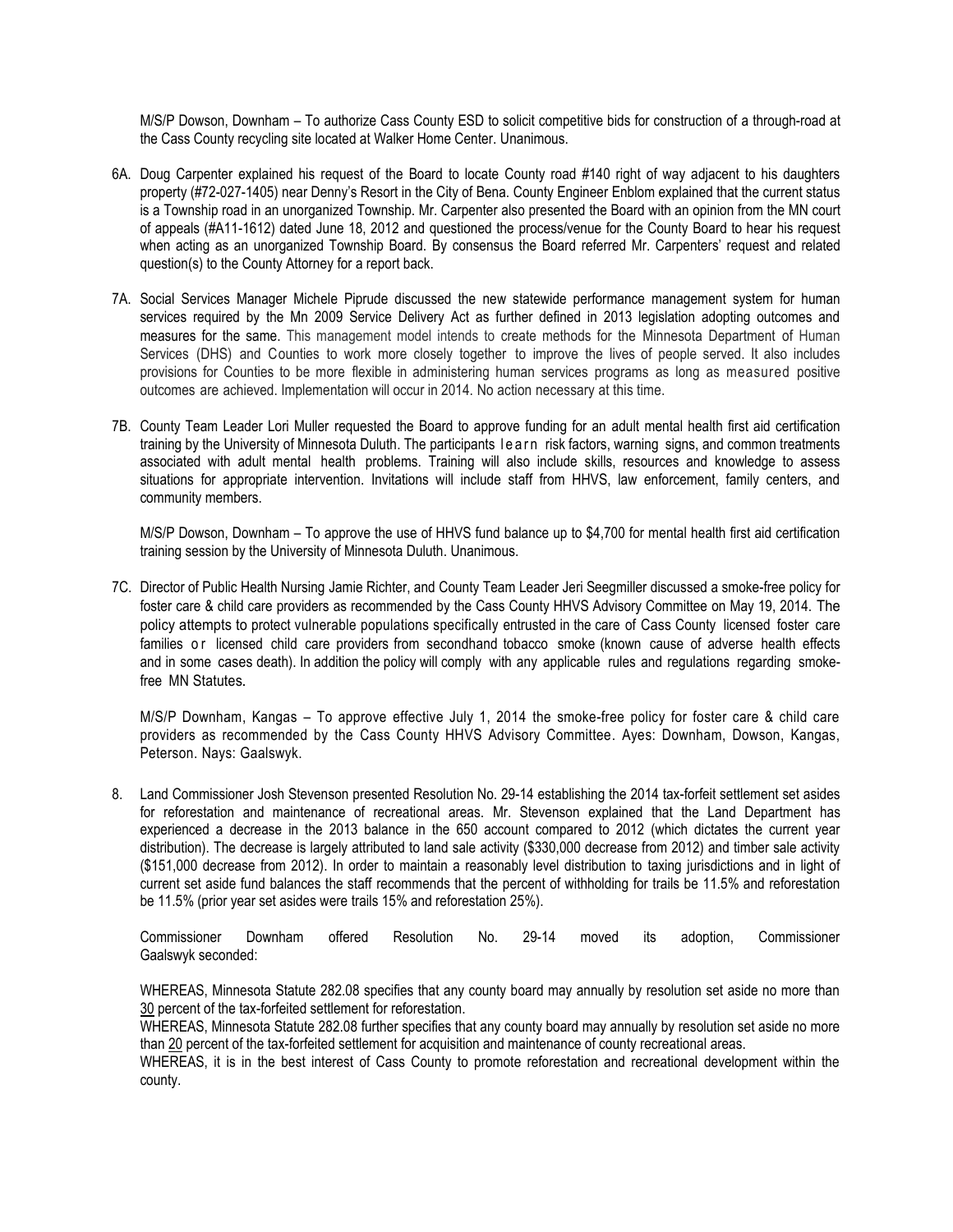M/S/P Dowson, Downham – To authorize Cass County ESD to solicit competitive bids for construction of a through-road at the Cass County recycling site located at Walker Home Center. Unanimous.

6A. Doug Carpenter explained his request of the Board to locate County road #140 right of way adjacent to his daughters property (#72-027-1405) near Denny's Resort in the City of Bena. County Engineer Enblom explained that the current status is a Township road in an unorganized Township. Mr. Carpenter also presented the Board with an opinion from the MN court of appeals (#A11-1612) dated June 18, 2012 and questioned the process/venue for the County Board to hear his request when acting as an unorganized Township Board. By consensus the Board referred Mr. Carpenters' request and related question(s) to the County Attorney for a report back.

7A. Social Services Manager Michele Piprude discussed the new statewide performance management system for human services required by the Mn 2009 Service Delivery Act as further defined in 2013 legislation adopting outcomes and measures for the same. This management model intends to create methods for the Minnesota Department of Human Services (DHS) and Counties to work more closely together to improve the lives of people served. It also includes provisions for Counties to be more flexible in administering human services programs as long as measured positive outcomes are achieved. Implementation will occur in 2014. No action necessary at this time.

7B. County Team Leader Lori Muller requested the Board to approve funding for an adult mental health first aid certification training by the University of Minnesota Duluth. The participants learn risk factors, warning signs, and common treatments associated with adult mental health problems. Training will also include skills, resources and knowledge to assess situations for appropriate intervention. Invitations will include staff from HHVS, law enforcement, family centers, and community members.

M/S/P Dowson, Downham – To approve the use of HHVS fund balance up to $4,700 for mental health first aid certification training session by the University of Minnesota Duluth. Unanimous.

7C. Director of Public Health Nursing Jamie Richter, and County Team Leader Jeri Seegmiller discussed a smoke-free policy for foster care & child care providers as recommended by the Cass County HHVS Advisory Committee on May 19, 2014. The policy attempts to protect vulnerable populations specifically entrusted in the care of Cass County licensed foster care families or licensed child care providers from secondhand tobacco smoke (known cause of adverse health effects and in some cases death). In addition the policy will comply with any applicable rules and regulations regarding smoke-free MN Statutes.

M/S/P Downham, Kangas – To approve effective July 1, 2014 the smoke-free policy for foster care & child care providers as recommended by the Cass County HHVS Advisory Committee. Ayes: Downham, Dowson, Kangas, Peterson. Nays: Gaalswyk.

8. Land Commissioner Josh Stevenson presented Resolution No. 29-14 establishing the 2014 tax-forfeit settlement set asides for reforestation and maintenance of recreational areas. Mr. Stevenson explained that the Land Department has experienced a decrease in the 2013 balance in the 650 account compared to 2012 (which dictates the current year distribution). The decrease is largely attributed to land sale activity ($330,000 decrease from 2012) and timber sale activity ($151,000 decrease from 2012). In order to maintain a reasonably level distribution to taxing jurisdictions and in light of current set aside fund balances the staff recommends that the percent of withholding for trails be 11.5% and reforestation be 11.5% (prior year set asides were trails 15% and reforestation 25%).

Commissioner Downham offered Resolution No. 29-14 moved its adoption, Commissioner Gaalswyk seconded:

WHEREAS, Minnesota Statute 282.08 specifies that any county board may annually by resolution set aside no more than 30 percent of the tax-forfeited settlement for reforestation.

WHEREAS, Minnesota Statute 282.08 further specifies that any county board may annually by resolution set aside no more than 20 percent of the tax-forfeited settlement for acquisition and maintenance of county recreational areas.

WHEREAS, it is in the best interest of Cass County to promote reforestation and recreational development within the county.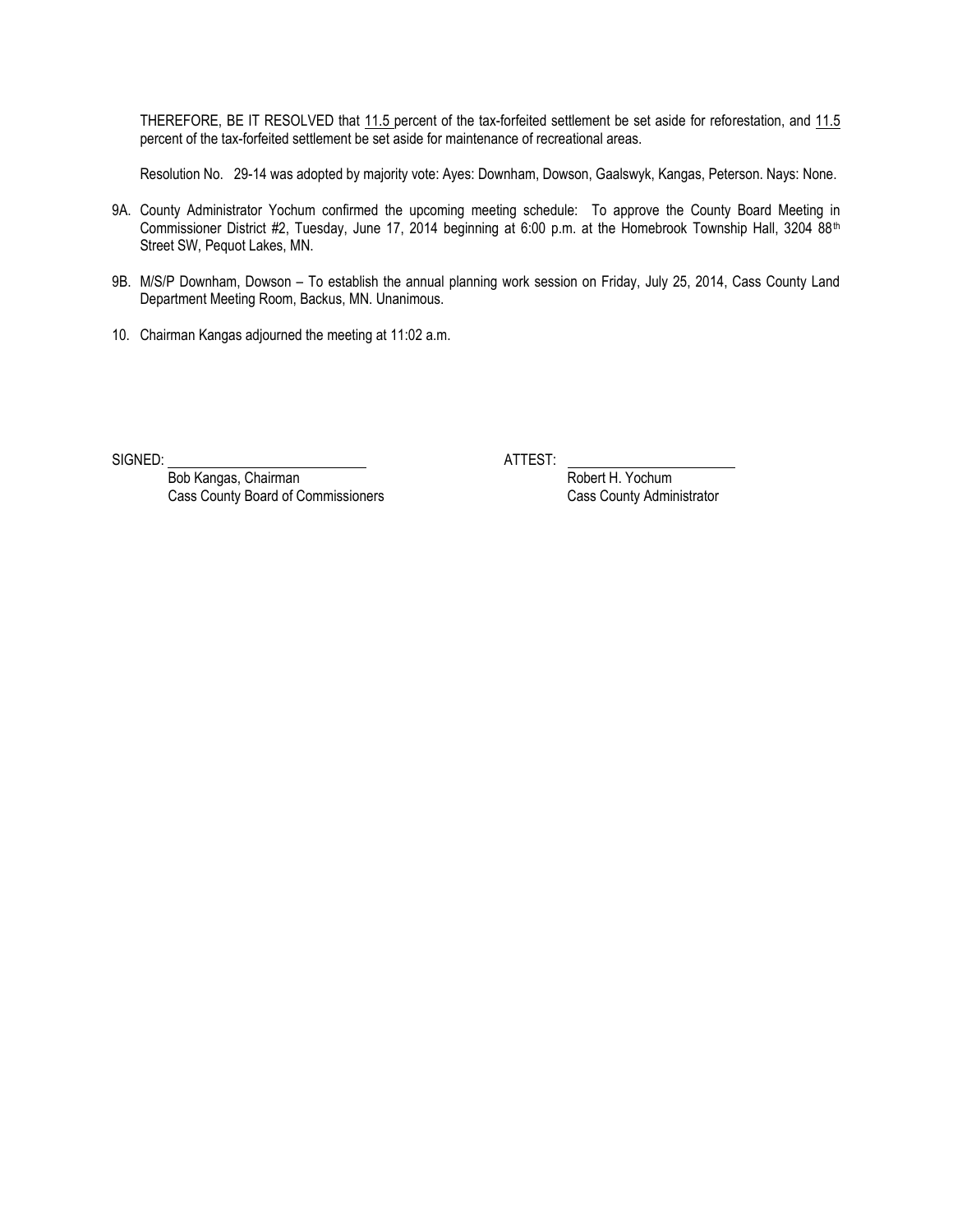THEREFORE, BE IT RESOLVED that 11.5 percent of the tax-forfeited settlement be set aside for reforestation, and 11.5 percent of the tax-forfeited settlement be set aside for maintenance of recreational areas.

Resolution No. 29-14 was adopted by majority vote: Ayes: Downham, Dowson, Gaalswyk, Kangas, Peterson. Nays: None.

9A. County Administrator Yochum confirmed the upcoming meeting schedule: To approve the County Board Meeting in Commissioner District #2, Tuesday, June 17, 2014 beginning at 6:00 p.m. at the Homebrook Township Hall, 3204 88th Street SW, Pequot Lakes, MN.

9B. M/S/P Downham, Dowson – To establish the annual planning work session on Friday, July 25, 2014, Cass County Land Department Meeting Room, Backus, MN. Unanimous.

10. Chairman Kangas adjourned the meeting at 11:02 a.m.

SIGNED: ____________________________
Bob Kangas, Chairman
Cass County Board of Commissioners

ATTEST: ________________________
Robert H. Yochum
Cass County Administrator